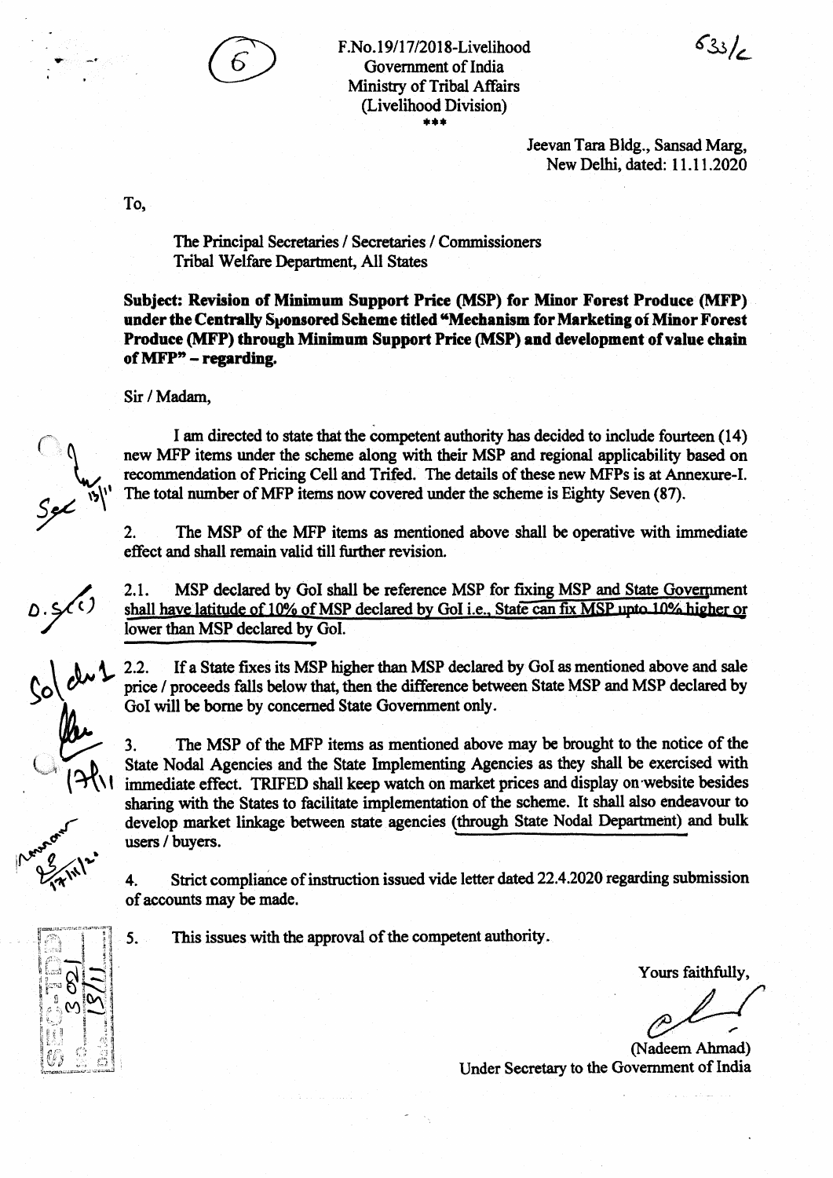F.No.19/17/2018-Livelihood
Government of India
Ministry of Tribal Affairs
(Livelihood Division)
\*\*\*

Jeevan Tara Bldg., Sansad Marg,
New Delhi, dated: 11.11.2020

To,

The Principal Secretaries / Secretaries / Commissioners
Tribal Welfare Department, All States

**Subject: Revision of Minimum Support Price (MSP) for Minor Forest Produce (MFP) under the Centrally Sponsored Scheme titled "Mechanism for Marketing of Minor Forest Produce (MFP) through Minimum Support Price (MSP) and development of value chain of MFP" – regarding.**

Sir / Madam,

I am directed to state that the competent authority has decided to include fourteen (14) new MFP items under the scheme along with their MSP and regional applicability based on recommendation of Pricing Cell and Trifed. The details of these new MFPs is at Annexure-I. The total number of MFP items now covered under the scheme is Eighty Seven (87).

2. The MSP of the MFP items as mentioned above shall be operative with immediate effect and shall remain valid till further revision.

2.1. MSP declared by GoI shall be reference MSP for fixing MSP and State Government shall have latitude of 10% of MSP declared by GoI i.e., State can fix MSP upto 10% higher or lower than MSP declared by GoI.

2.2. If a State fixes its MSP higher than MSP declared by GoI as mentioned above and sale price / proceeds falls below that, then the difference between State MSP and MSP declared by GoI will be borne by concerned State Government only.

3. The MSP of the MFP items as mentioned above may be brought to the notice of the State Nodal Agencies and the State Implementing Agencies as they shall be exercised with immediate effect. TRIFED shall keep watch on market prices and display on website besides sharing with the States to facilitate implementation of the scheme. It shall also endeavour to develop market linkage between state agencies (through State Nodal Department) and bulk users / buyers.

4. Strict compliance of instruction issued vide letter dated 22.4.2020 regarding submission of accounts may be made.

5. This issues with the approval of the competent authority.

Yours faithfully,

(Nadeem Ahmad)
Under Secretary to the Government of India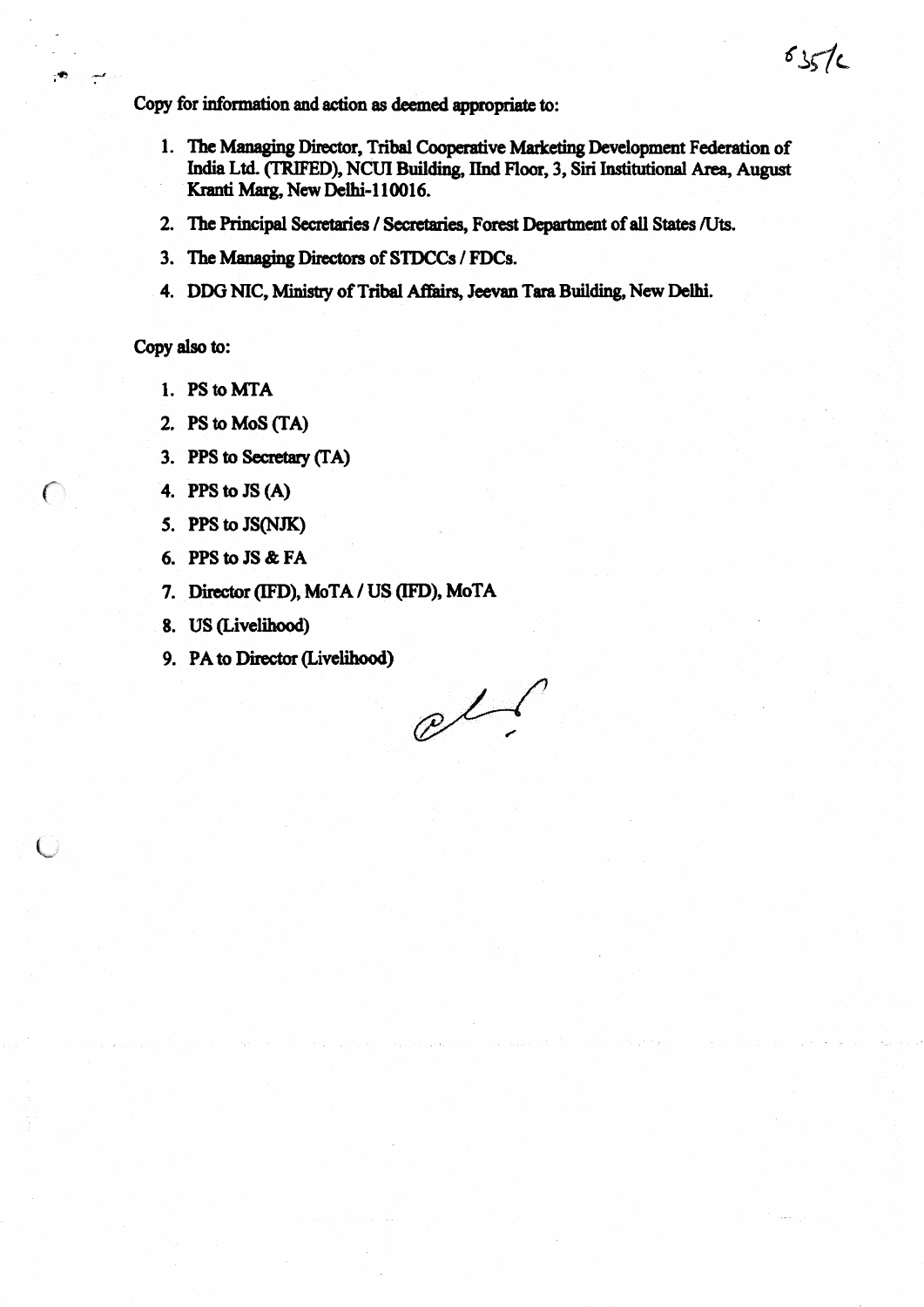Copy for information and action as deemed appropriate to:

1. The Managing Director, Tribal Cooperative Marketing Development Federation of India Ltd. (TRIFED), NCUI Building, IInd Floor, 3, Siri Institutional Area, August Kranti Marg, New Delhi-110016.
2. The Principal Secretaries / Secretaries, Forest Department of all States /Uts.
3. The Managing Directors of STDCCs / FDCs.
4. DDG NIC, Ministry of Tribal Affairs, Jeevan Tara Building, New Delhi.

Copy also to:

1. PS to MTA
2. PS to MoS (TA)
3. PPS to Secretary (TA)
4. PPS to JS (A)
5. PPS to JS(NJK)
6. PPS to JS & FA
7. Director (IFD), MoTA / US (IFD), MoTA
8. US (Livelihood)
9. PA to Director (Livelihood)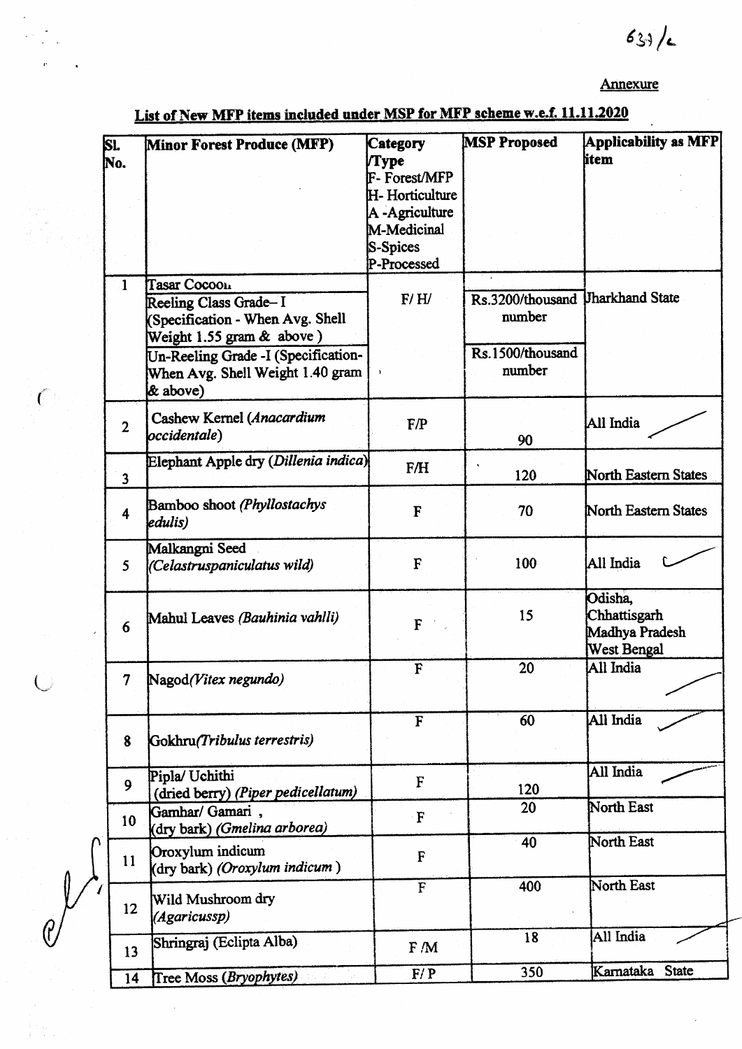Annexure

## List of New MFP items included under MSP for MFP scheme w.e.f. 11.11.2020

| Sl. No. | Minor Forest Produce (MFP) | Category /Type F- Forest/MFP H- Horticulture A -Agriculture M-Medicinal S-Spices P-Processed | MSP Proposed | Applicability as MFP item |
|---|---|---|---|---|
| 1 | Tasar Cocoon | F/ H/ | | Jharkhand State |
| | Reeling Class Grade– I (Specification - When Avg. Shell Weight 1.55 gram & above ) | | Rs.3200/thousand number | |
| | Un-Reeling Grade -I (Specification- When Avg. Shell Weight 1.40 gram & above) | | Rs.1500/thousand number | |
| 2 | Cashew Kernel (*Anacardium occidentale*) | F/P | 90 | All India |
| 3 | Elephant Apple dry (*Dillenia indica*) | F/H | 120 | North Eastern States |
| 4 | Bamboo shoot (*Phyllostachys edulis)* | F | 70 | North Eastern States |
| 5 | Malkangni Seed (*Celastruspaniculatus wild)* | F | 100 | All India |
| 6 | Mahul Leaves (*Bauhinia vahlli)* | F | 15 | Odisha, Chhattisgarh Madhya Pradesh West Bengal |
| 7 | Nagod(*Vitex negundo)* | F | 20 | All India |
| 8 | Gokhru(*Tribulus terrestris)* | F | 60 | All India |
| 9 | Pipla/ Uchithi (dried berry) (*Piper pedicellatum)* | F | 120 | All India |
| 10 | Gamhar/ Gamari , (dry bark) (*Gmelina arborea)* | F | 20 | North East |
| 11 | Oroxylum indicum (dry bark) (*Oroxylum indicum* ) | F | 40 | North East |
| 12 | Wild Mushroom dry (*Agaricussp)* | F | 400 | North East |
| 13 | Shringraj (Eclipta Alba) | F /M | 18 | All India |
| 14 | Tree Moss (*Bryophytes)* | F/ P | 350 | Karnataka State |